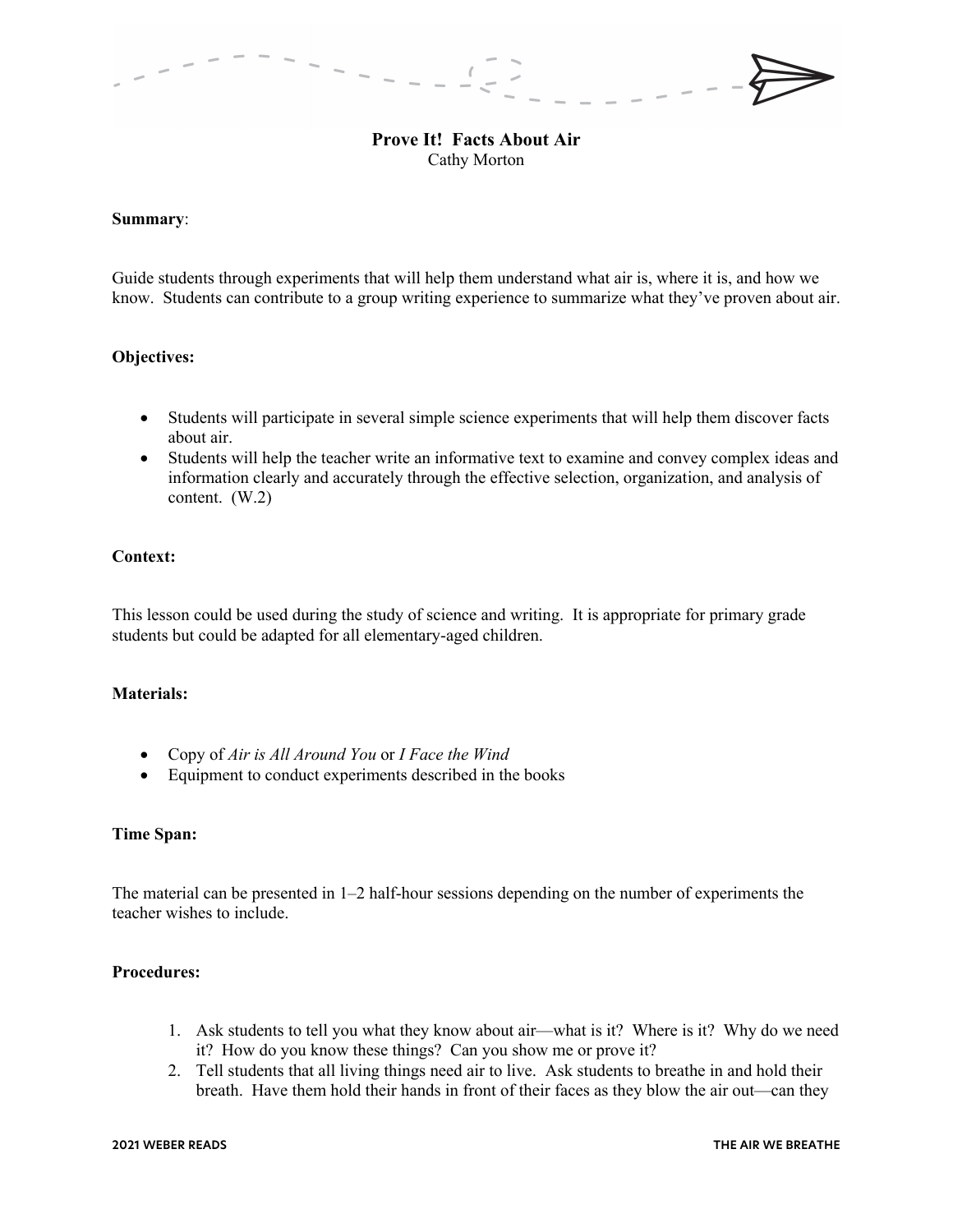# Prove It! Facts About Air

Cathy Morton

**Summary**:

Guide students through experiments that will help them understand what air is, where it is, and how we know. Students can contribute to a group writing experience to summarize what they've proven about air.

**Objectives:**

- Students will participate in several simple science experiments that will help them discover facts about air.
- Students will help the teacher write an informative text to examine and convey complex ideas and information clearly and accurately through the effective selection, organization, and analysis of content. (W.2)

**Context:**

This lesson could be used during the study of science and writing. It is appropriate for primary grade students but could be adapted for all elementary-aged children.

**Materials:**

- Copy of *Air is All Around You* or *I Face the Wind*
- Equipment to conduct experiments described in the books

**Time Span:**

The material can be presented in 1–2 half-hour sessions depending on the number of experiments the teacher wishes to include.

**Procedures:**

1. Ask students to tell you what they know about air—what is it? Where is it? Why do we need it? How do you know these things? Can you show me or prove it?
2. Tell students that all living things need air to live. Ask students to breathe in and hold their breath. Have them hold their hands in front of their faces as they blow the air out—can they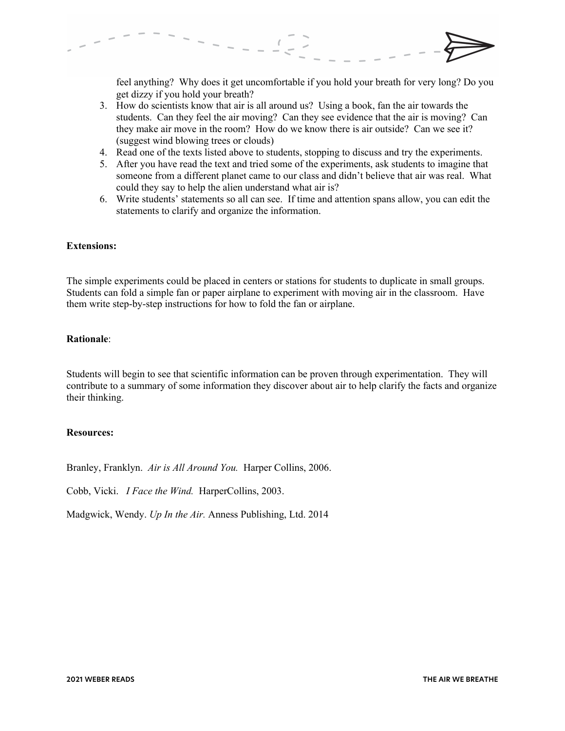feel anything? Why does it get uncomfortable if you hold your breath for very long? Do you get dizzy if you hold your breath?

3. How do scientists know that air is all around us? Using a book, fan the air towards the students. Can they feel the air moving? Can they see evidence that the air is moving? Can they make air move in the room? How do we know there is air outside? Can we see it? (suggest wind blowing trees or clouds)
4. Read one of the texts listed above to students, stopping to discuss and try the experiments.
5. After you have read the text and tried some of the experiments, ask students to imagine that someone from a different planet came to our class and didn't believe that air was real. What could they say to help the alien understand what air is?
6. Write students' statements so all can see. If time and attention spans allow, you can edit the statements to clarify and organize the information.

**Extensions:**

The simple experiments could be placed in centers or stations for students to duplicate in small groups. Students can fold a simple fan or paper airplane to experiment with moving air in the classroom. Have them write step-by-step instructions for how to fold the fan or airplane.

**Rationale**:

Students will begin to see that scientific information can be proven through experimentation. They will contribute to a summary of some information they discover about air to help clarify the facts and organize their thinking.

**Resources:**

Branley, Franklyn. *Air is All Around You.* Harper Collins, 2006.

Cobb, Vicki. *I Face the Wind.* HarperCollins, 2003.

Madgwick, Wendy. *Up In the Air.* Anness Publishing, Ltd. 2014